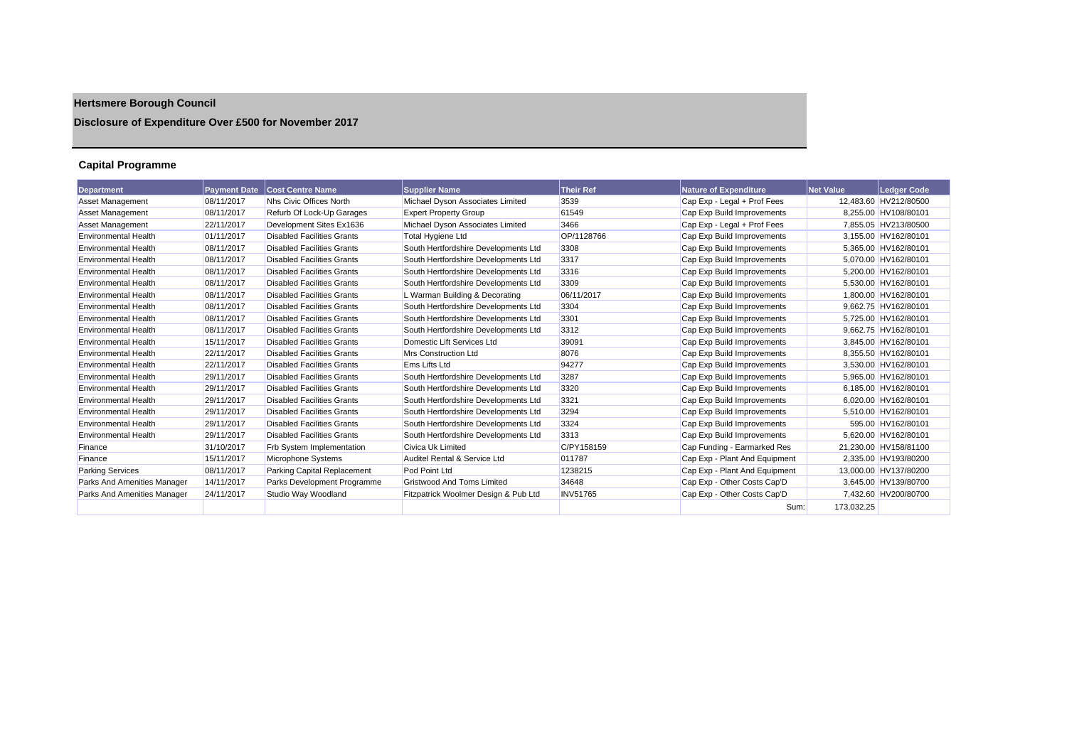# Hertsmere Borough Council

## Disclosure of Expenditure Over £500 for November 2017

### Capital Programme

| Department | Payment Date | Cost Centre Name | Supplier Name | Their Ref | Nature of Expenditure | Net Value | Ledger Code |
|---|---|---|---|---|---|---|---|
| Asset Management | 08/11/2017 | Nhs Civic Offices North | Michael Dyson Associates Limited | 3539 | Cap Exp - Legal + Prof Fees | 12,483.60 | HV212/80500 |
| Asset Management | 08/11/2017 | Refurb Of Lock-Up Garages | Expert Property Group | 61549 | Cap Exp Build Improvements | 8,255.00 | HV108/80101 |
| Asset Management | 22/11/2017 | Development Sites Ex1636 | Michael Dyson Associates Limited | 3466 | Cap Exp - Legal + Prof Fees | 7,855.05 | HV213/80500 |
| Environmental Health | 01/11/2017 | Disabled Facilities Grants | Total Hygiene Ltd | OP/1128766 | Cap Exp Build Improvements | 3,155.00 | HV162/80101 |
| Environmental Health | 08/11/2017 | Disabled Facilities Grants | South Hertfordshire Developments Ltd | 3308 | Cap Exp Build Improvements | 5,365.00 | HV162/80101 |
| Environmental Health | 08/11/2017 | Disabled Facilities Grants | South Hertfordshire Developments Ltd | 3317 | Cap Exp Build Improvements | 5,070.00 | HV162/80101 |
| Environmental Health | 08/11/2017 | Disabled Facilities Grants | South Hertfordshire Developments Ltd | 3316 | Cap Exp Build Improvements | 5,200.00 | HV162/80101 |
| Environmental Health | 08/11/2017 | Disabled Facilities Grants | South Hertfordshire Developments Ltd | 3309 | Cap Exp Build Improvements | 5,530.00 | HV162/80101 |
| Environmental Health | 08/11/2017 | Disabled Facilities Grants | L Warman Building & Decorating | 06/11/2017 | Cap Exp Build Improvements | 1,800.00 | HV162/80101 |
| Environmental Health | 08/11/2017 | Disabled Facilities Grants | South Hertfordshire Developments Ltd | 3304 | Cap Exp Build Improvements | 9,662.75 | HV162/80101 |
| Environmental Health | 08/11/2017 | Disabled Facilities Grants | South Hertfordshire Developments Ltd | 3301 | Cap Exp Build Improvements | 5,725.00 | HV162/80101 |
| Environmental Health | 08/11/2017 | Disabled Facilities Grants | South Hertfordshire Developments Ltd | 3312 | Cap Exp Build Improvements | 9,662.75 | HV162/80101 |
| Environmental Health | 15/11/2017 | Disabled Facilities Grants | Domestic Lift Services Ltd | 39091 | Cap Exp Build Improvements | 3,845.00 | HV162/80101 |
| Environmental Health | 22/11/2017 | Disabled Facilities Grants | Mrs Construction Ltd | 8076 | Cap Exp Build Improvements | 8,355.50 | HV162/80101 |
| Environmental Health | 22/11/2017 | Disabled Facilities Grants | Ems Lifts Ltd | 94277 | Cap Exp Build Improvements | 3,530.00 | HV162/80101 |
| Environmental Health | 29/11/2017 | Disabled Facilities Grants | South Hertfordshire Developments Ltd | 3287 | Cap Exp Build Improvements | 5,965.00 | HV162/80101 |
| Environmental Health | 29/11/2017 | Disabled Facilities Grants | South Hertfordshire Developments Ltd | 3320 | Cap Exp Build Improvements | 6,185.00 | HV162/80101 |
| Environmental Health | 29/11/2017 | Disabled Facilities Grants | South Hertfordshire Developments Ltd | 3321 | Cap Exp Build Improvements | 6,020.00 | HV162/80101 |
| Environmental Health | 29/11/2017 | Disabled Facilities Grants | South Hertfordshire Developments Ltd | 3294 | Cap Exp Build Improvements | 5,510.00 | HV162/80101 |
| Environmental Health | 29/11/2017 | Disabled Facilities Grants | South Hertfordshire Developments Ltd | 3324 | Cap Exp Build Improvements | 595.00 | HV162/80101 |
| Environmental Health | 29/11/2017 | Disabled Facilities Grants | South Hertfordshire Developments Ltd | 3313 | Cap Exp Build Improvements | 5,620.00 | HV162/80101 |
| Finance | 31/10/2017 | Frb System Implementation | Civica Uk Limited | C/PY158159 | Cap Funding - Earmarked Res | 21,230.00 | HV158/81100 |
| Finance | 15/11/2017 | Microphone Systems | Auditel Rental & Service Ltd | 011787 | Cap Exp - Plant And Equipment | 2,335.00 | HV193/80200 |
| Parking Services | 08/11/2017 | Parking Capital Replacement | Pod Point Ltd | 1238215 | Cap Exp - Plant And Equipment | 13,000.00 | HV137/80200 |
| Parks And Amenities Manager | 14/11/2017 | Parks Development Programme | Gristwood And Toms Limited | 34648 | Cap Exp - Other Costs Cap'D | 3,645.00 | HV139/80700 |
| Parks And Amenities Manager | 24/11/2017 | Studio Way Woodland | Fitzpatrick Woolmer Design & Pub Ltd | INV51765 | Cap Exp - Other Costs Cap'D | 7,432.60 | HV200/80700 |
| | | | | | Sum: | 173,032.25 | |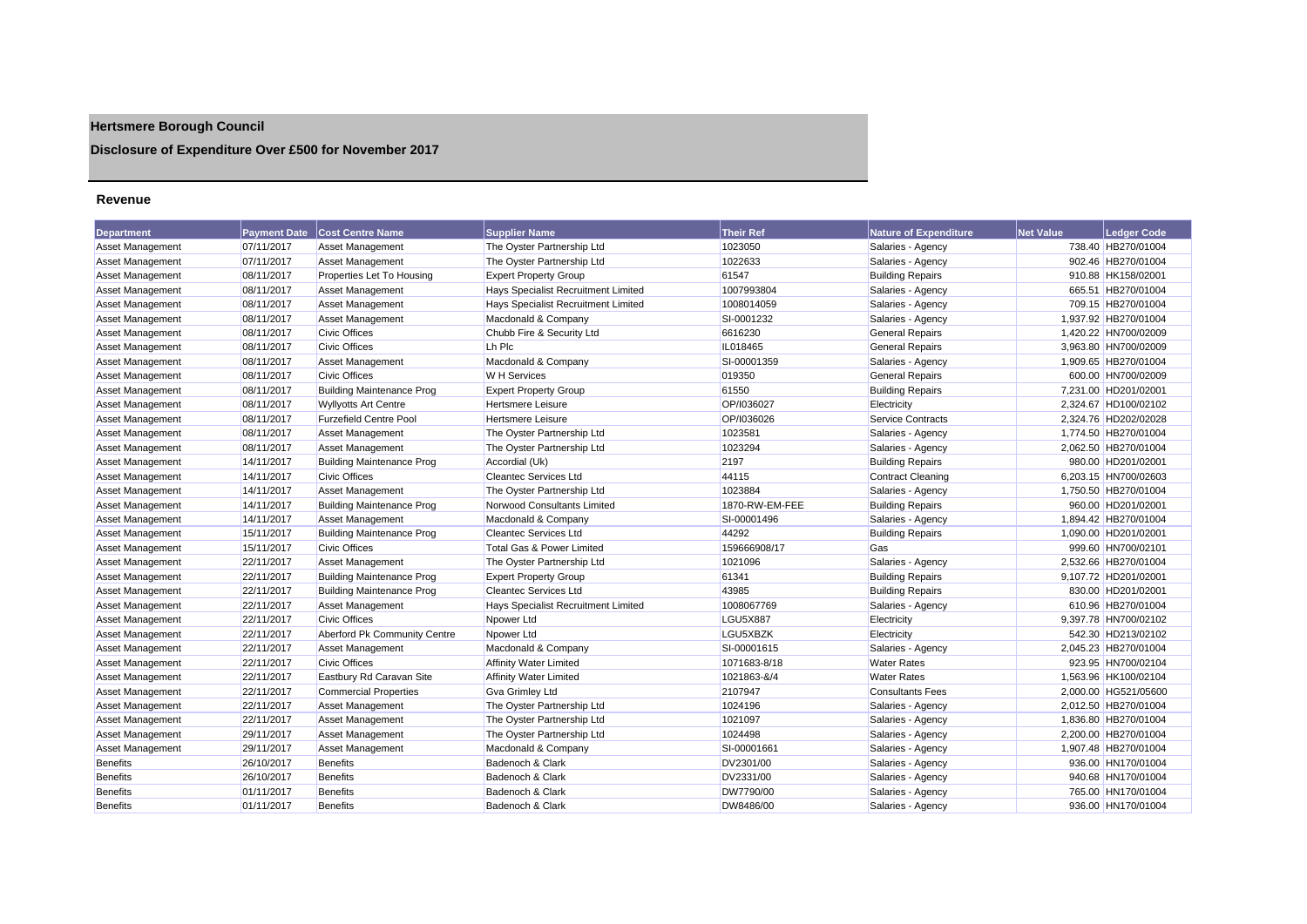# Hertsmere Borough Council

## Disclosure of Expenditure Over £500 for November 2017

### Revenue

| Department | Payment Date | Cost Centre Name | Supplier Name | Their Ref | Nature of Expenditure | Net Value | Ledger Code |
|---|---|---|---|---|---|---|---|
| Asset Management | 07/11/2017 | Asset Management | The Oyster Partnership Ltd | 1023050 | Salaries - Agency | 738.40 | HB270/01004 |
| Asset Management | 07/11/2017 | Asset Management | The Oyster Partnership Ltd | 1022633 | Salaries - Agency | 902.46 | HB270/01004 |
| Asset Management | 08/11/2017 | Properties Let To Housing | Expert Property Group | 61547 | Building Repairs | 910.88 | HK158/02001 |
| Asset Management | 08/11/2017 | Asset Management | Hays Specialist Recruitment Limited | 1007993804 | Salaries - Agency | 665.51 | HB270/01004 |
| Asset Management | 08/11/2017 | Asset Management | Hays Specialist Recruitment Limited | 1008014059 | Salaries - Agency | 709.15 | HB270/01004 |
| Asset Management | 08/11/2017 | Asset Management | Macdonald & Company | SI-0001232 | Salaries - Agency | 1,937.92 | HB270/01004 |
| Asset Management | 08/11/2017 | Civic Offices | Chubb Fire & Security Ltd | 6616230 | General Repairs | 1,420.22 | HN700/02009 |
| Asset Management | 08/11/2017 | Civic Offices | Lh Plc | IL018465 | General Repairs | 3,963.80 | HN700/02009 |
| Asset Management | 08/11/2017 | Asset Management | Macdonald & Company | SI-00001359 | Salaries - Agency | 1,909.65 | HB270/01004 |
| Asset Management | 08/11/2017 | Civic Offices | W H Services | 019350 | General Repairs | 600.00 | HN700/02009 |
| Asset Management | 08/11/2017 | Building Maintenance Prog | Expert Property Group | 61550 | Building Repairs | 7,231.00 | HD201/02001 |
| Asset Management | 08/11/2017 | Wyllyotts Art Centre | Hertsmere Leisure | OP/I036027 | Electricity | 2,324.67 | HD100/02102 |
| Asset Management | 08/11/2017 | Furzefield Centre Pool | Hertsmere Leisure | OP/I036026 | Service Contracts | 2,324.76 | HD202/02028 |
| Asset Management | 08/11/2017 | Asset Management | The Oyster Partnership Ltd | 1023581 | Salaries - Agency | 1,774.50 | HB270/01004 |
| Asset Management | 08/11/2017 | Asset Management | The Oyster Partnership Ltd | 1023294 | Salaries - Agency | 2,062.50 | HB270/01004 |
| Asset Management | 14/11/2017 | Building Maintenance Prog | Accordial (Uk) | 2197 | Building Repairs | 980.00 | HD201/02001 |
| Asset Management | 14/11/2017 | Civic Offices | Cleantec Services Ltd | 44115 | Contract Cleaning | 6,203.15 | HN700/02603 |
| Asset Management | 14/11/2017 | Asset Management | The Oyster Partnership Ltd | 1023884 | Salaries - Agency | 1,750.50 | HB270/01004 |
| Asset Management | 14/11/2017 | Building Maintenance Prog | Norwood Consultants Limited | 1870-RW-EM-FEE | Building Repairs | 960.00 | HD201/02001 |
| Asset Management | 14/11/2017 | Asset Management | Macdonald & Company | SI-00001496 | Salaries - Agency | 1,894.42 | HB270/01004 |
| Asset Management | 15/11/2017 | Building Maintenance Prog | Cleantec Services Ltd | 44292 | Building Repairs | 1,090.00 | HD201/02001 |
| Asset Management | 15/11/2017 | Civic Offices | Total Gas & Power Limited | 159666908/17 | Gas | 999.60 | HN700/02101 |
| Asset Management | 22/11/2017 | Asset Management | The Oyster Partnership Ltd | 1021096 | Salaries - Agency | 2,532.66 | HB270/01004 |
| Asset Management | 22/11/2017 | Building Maintenance Prog | Expert Property Group | 61341 | Building Repairs | 9,107.72 | HD201/02001 |
| Asset Management | 22/11/2017 | Building Maintenance Prog | Cleantec Services Ltd | 43985 | Building Repairs | 830.00 | HD201/02001 |
| Asset Management | 22/11/2017 | Asset Management | Hays Specialist Recruitment Limited | 1008067769 | Salaries - Agency | 610.96 | HB270/01004 |
| Asset Management | 22/11/2017 | Civic Offices | Npower Ltd | LGU5X887 | Electricity | 9,397.78 | HN700/02102 |
| Asset Management | 22/11/2017 | Aberford Pk Community Centre | Npower Ltd | LGU5XBZK | Electricity | 542.30 | HD213/02102 |
| Asset Management | 22/11/2017 | Asset Management | Macdonald & Company | SI-00001615 | Salaries - Agency | 2,045.23 | HB270/01004 |
| Asset Management | 22/11/2017 | Civic Offices | Affinity Water Limited | 1071683-8/18 | Water Rates | 923.95 | HN700/02104 |
| Asset Management | 22/11/2017 | Eastbury Rd Caravan Site | Affinity Water Limited | 1021863-&/4 | Water Rates | 1,563.96 | HK100/02104 |
| Asset Management | 22/11/2017 | Commercial Properties | Gva Grimley Ltd | 2107947 | Consultants Fees | 2,000.00 | HG521/05600 |
| Asset Management | 22/11/2017 | Asset Management | The Oyster Partnership Ltd | 1024196 | Salaries - Agency | 2,012.50 | HB270/01004 |
| Asset Management | 22/11/2017 | Asset Management | The Oyster Partnership Ltd | 1021097 | Salaries - Agency | 1,836.80 | HB270/01004 |
| Asset Management | 29/11/2017 | Asset Management | The Oyster Partnership Ltd | 1024498 | Salaries - Agency | 2,200.00 | HB270/01004 |
| Asset Management | 29/11/2017 | Asset Management | Macdonald & Company | SI-00001661 | Salaries - Agency | 1,907.48 | HB270/01004 |
| Benefits | 26/10/2017 | Benefits | Badenoch & Clark | DV2301/00 | Salaries - Agency | 936.00 | HN170/01004 |
| Benefits | 26/10/2017 | Benefits | Badenoch & Clark | DV2331/00 | Salaries - Agency | 940.68 | HN170/01004 |
| Benefits | 01/11/2017 | Benefits | Badenoch & Clark | DW7790/00 | Salaries - Agency | 765.00 | HN170/01004 |
| Benefits | 01/11/2017 | Benefits | Badenoch & Clark | DW8486/00 | Salaries - Agency | 936.00 | HN170/01004 |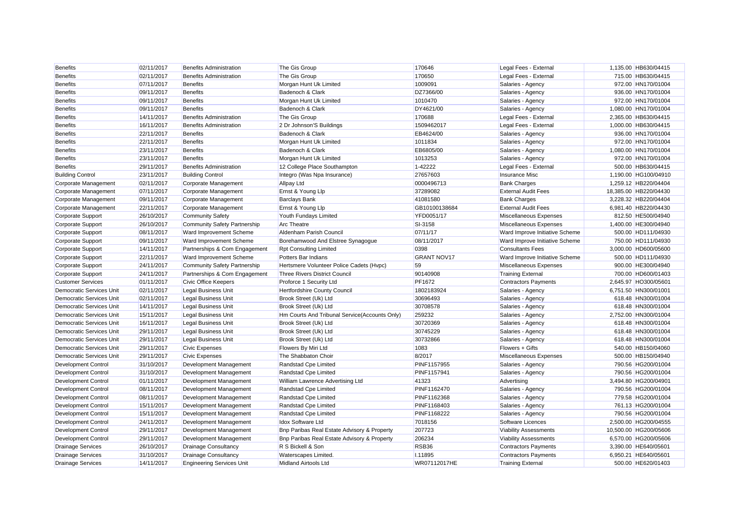| Benefits | 02/11/2017 | Benefits Administration | The Gis Group | 170646 | Legal Fees - External | 1,135.00 | HB630/04415 |
|---|---|---|---|---|---|---|---|
| Benefits | 02/11/2017 | Benefits Administration | The Gis Group | 170650 | Legal Fees - External | 715.00 | HB630/04415 |
| Benefits | 07/11/2017 | Benefits | Morgan Hunt Uk Limited | 1009091 | Salaries - Agency | 972.00 | HN170/01004 |
| Benefits | 09/11/2017 | Benefits | Badenoch & Clark | DZ7366/00 | Salaries - Agency | 936.00 | HN170/01004 |
| Benefits | 09/11/2017 | Benefits | Morgan Hunt Uk Limited | 1010470 | Salaries - Agency | 972.00 | HN170/01004 |
| Benefits | 09/11/2017 | Benefits | Badenoch & Clark | DY4621/00 | Salaries - Agency | 1,080.00 | HN170/01004 |
| Benefits | 14/11/2017 | Benefits Administration | The Gis Group | 170688 | Legal Fees - External | 2,365.00 | HB630/04415 |
| Benefits | 16/11/2017 | Benefits Administration | 2 Dr Johnson'S Buildings | 1509462017 | Legal Fees - External | 1,000.00 | HB630/04415 |
| Benefits | 22/11/2017 | Benefits | Badenoch & Clark | EB4624/00 | Salaries - Agency | 936.00 | HN170/01004 |
| Benefits | 22/11/2017 | Benefits | Morgan Hunt Uk Limited | 1011834 | Salaries - Agency | 972.00 | HN170/01004 |
| Benefits | 23/11/2017 | Benefits | Badenoch & Clark | EB6805/00 | Salaries - Agency | 1,080.00 | HN170/01004 |
| Benefits | 23/11/2017 | Benefits | Morgan Hunt Uk Limited | 1013253 | Salaries - Agency | 972.00 | HN170/01004 |
| Benefits | 29/11/2017 | Benefits Administration | 12 College Place Southampton | 1-42222 | Legal Fees - External | 500.00 | HB630/04415 |
| Building Control | 23/11/2017 | Building Control | Integro (Was Npa Insurance) | 27657603 | Insurance Misc | 1,190.00 | HG100/04910 |
| Corporate Management | 02/11/2017 | Corporate Management | Allpay Ltd | 0000496713 | Bank Charges | 1,259.12 | HB220/04404 |
| Corporate Management | 07/11/2017 | Corporate Management | Ernst & Young Llp | 37289082 | External Audit Fees | 18,385.00 | HB220/04430 |
| Corporate Management | 09/11/2017 | Corporate Management | Barclays Bank | 41081580 | Bank Charges | 3,228.32 | HB220/04404 |
| Corporate Management | 22/11/2017 | Corporate Management | Ernst & Young Llp | GB10100138684 | External Audit Fees | 6,981.40 | HB220/04430 |
| Corporate Support | 26/10/2017 | Community Safety | Youth Fundays Limited | YFD0051/17 | Miscellaneous Expenses | 812.50 | HE500/04940 |
| Corporate Support | 26/10/2017 | Community Safety Partnership | Arc Theatre | SI-3158 | Miscellaneous Expenses | 1,400.00 | HE300/04940 |
| Corporate Support | 08/11/2017 | Ward Improvement Scheme | Aldenham Parish Council | 07/11/17 | Ward Improve Initiative Scheme | 500.00 | HD111/04930 |
| Corporate Support | 09/11/2017 | Ward Improvement Scheme | Borehamwood And Elstree Synagogue | 08/11/2017 | Ward Improve Initiative Scheme | 750.00 | HD111/04930 |
| Corporate Support | 14/11/2017 | Partnerships & Com Engagement | Rpt Consulting Limited | 0398 | Consultants Fees | 3,000.00 | HD600/05600 |
| Corporate Support | 22/11/2017 | Ward Improvement Scheme | Potters Bar Indians | GRANT NOV17 | Ward Improve Initiative Scheme | 500.00 | HD111/04930 |
| Corporate Support | 24/11/2017 | Community Safety Partnership | Hertsmere Volunteer Police Cadets (Hvpc) | 59 | Miscellaneous Expenses | 900.00 | HE300/04940 |
| Corporate Support | 24/11/2017 | Partnerships & Com Engagement | Three Rivers District Council | 90140908 | Training External | 700.00 | HD600/01403 |
| Customer Services | 01/11/2017 | Civic Office Keepers | Proforce 1 Security Ltd | PF1672 | Contractors Payments | 2,645.97 | HO300/05601 |
| Democratic Services Unit | 02/11/2017 | Legal Business Unit | Hertfordshire County Council | 1802183924 | Salaries - Agency | 6,751.50 | HN300/01001 |
| Democratic Services Unit | 02/11/2017 | Legal Business Unit | Brook Street (Uk) Ltd | 30696493 | Salaries - Agency | 618.48 | HN300/01004 |
| Democratic Services Unit | 14/11/2017 | Legal Business Unit | Brook Street (Uk) Ltd | 30708578 | Salaries - Agency | 618.48 | HN300/01004 |
| Democratic Services Unit | 15/11/2017 | Legal Business Unit | Hm Courts And Tribunal Service(Accounts Only) | 259232 | Salaries - Agency | 2,752.00 | HN300/01004 |
| Democratic Services Unit | 16/11/2017 | Legal Business Unit | Brook Street (Uk) Ltd | 30720369 | Salaries - Agency | 618.48 | HN300/01004 |
| Democratic Services Unit | 29/11/2017 | Legal Business Unit | Brook Street (Uk) Ltd | 30745229 | Salaries - Agency | 618.48 | HN300/01004 |
| Democratic Services Unit | 29/11/2017 | Legal Business Unit | Brook Street (Uk) Ltd | 30732866 | Salaries - Agency | 618.48 | HN300/01004 |
| Democratic Services Unit | 29/11/2017 | Civic Expenses | Flowers By Miri Ltd | 1083 | Flowers + Gifts | 540.00 | HB150/04060 |
| Democratic Services Unit | 29/11/2017 | Civic Expenses | The Shabbaton Choir | 8/2017 | Miscellaneous Expenses | 500.00 | HB150/04940 |
| Development Control | 31/10/2017 | Development Management | Randstad Cpe Limited | PINF1157955 | Salaries - Agency | 790.56 | HG200/01004 |
| Development Control | 31/10/2017 | Development Management | Randstad Cpe Limited | PINF1157941 | Salaries - Agency | 790.56 | HG200/01004 |
| Development Control | 01/11/2017 | Development Management | William Lawrence Advertising Ltd | 41323 | Advertising | 3,494.80 | HG200/04901 |
| Development Control | 08/11/2017 | Development Management | Randstad Cpe Limited | PINF1162470 | Salaries - Agency | 790.56 | HG200/01004 |
| Development Control | 08/11/2017 | Development Management | Randstad Cpe Limited | PINF1162368 | Salaries - Agency | 779.58 | HG200/01004 |
| Development Control | 15/11/2017 | Development Management | Randstad Cpe Limited | PINF1168403 | Salaries - Agency | 761.13 | HG200/01004 |
| Development Control | 15/11/2017 | Development Management | Randstad Cpe Limited | PINF1168222 | Salaries - Agency | 790.56 | HG200/01004 |
| Development Control | 24/11/2017 | Development Management | Idox Software Ltd | 7018156 | Software Licences | 2,500.00 | HG200/04555 |
| Development Control | 29/11/2017 | Development Management | Bnp Paribas Real Estate Advisory & Property | 207723 | Viability Assessments | 10,500.00 | HG200/05606 |
| Development Control | 29/11/2017 | Development Management | Bnp Paribas Real Estate Advisory & Property | 206234 | Viability Assessments | 6,570.00 | HG200/05606 |
| Drainage Services | 26/10/2017 | Drainage Consultancy | R S Bickell & Son | RSB36 | Contractors Payments | 3,390.00 | HE640/05601 |
| Drainage Services | 31/10/2017 | Drainage Consultancy | Waterscapes Limited. | I.11895 | Contractors Payments | 6,950.21 | HE640/05601 |
| Drainage Services | 14/11/2017 | Engineering Services Unit | Midland Airtools Ltd | WR07112017HE | Training External | 500.00 | HE620/01403 |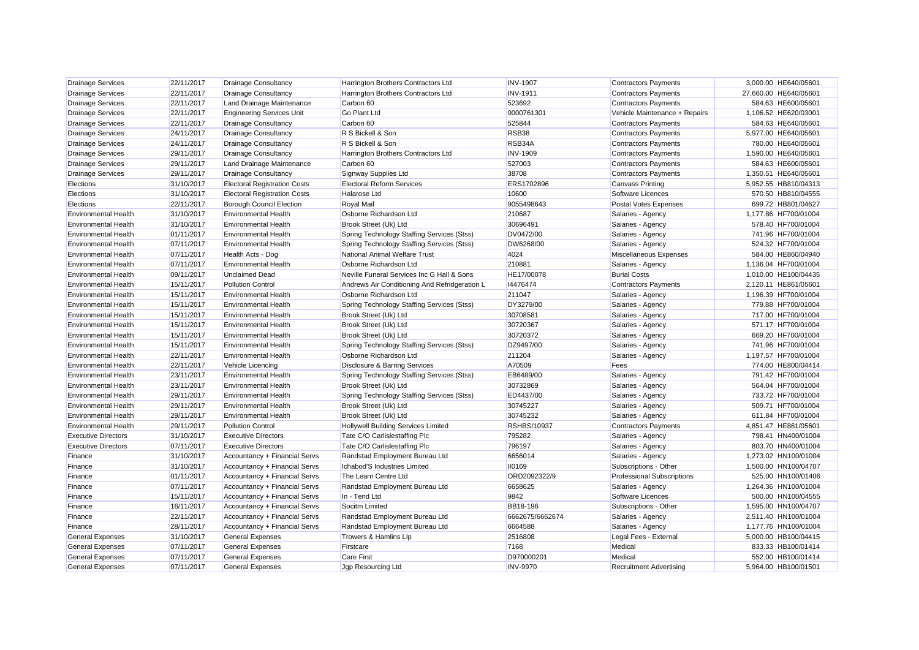| | | | | | | | |
|---|---|---|---|---|---|---|---|
| Drainage Services | 22/11/2017 | Drainage Consultancy | Harrington Brothers Contractors Ltd | INV-1907 | Contractors Payments | 3,000.00 | HE640/05601 |
| Drainage Services | 22/11/2017 | Drainage Consultancy | Harrington Brothers Contractors Ltd | INV-1911 | Contractors Payments | 27,660.00 | HE640/05601 |
| Drainage Services | 22/11/2017 | Land Drainage Maintenance | Carbon 60 | 523692 | Contractors Payments | 584.63 | HE600/05601 |
| Drainage Services | 22/11/2017 | Engineering Services Unit | Go Plant Ltd | 0000761301 | Vehicle Maintenance + Repairs | 1,106.52 | HE620/03001 |
| Drainage Services | 22/11/2017 | Drainage Consultancy | Carbon 60 | 525844 | Contractors Payments | 584.63 | HE640/05601 |
| Drainage Services | 24/11/2017 | Drainage Consultancy | R S Bickell & Son | RSB38 | Contractors Payments | 5,977.00 | HE640/05601 |
| Drainage Services | 24/11/2017 | Drainage Consultancy | R S Bickell & Son | RSB34A | Contractors Payments | 780.00 | HE640/05601 |
| Drainage Services | 29/11/2017 | Drainage Consultancy | Harrington Brothers Contractors Ltd | INV-1909 | Contractors Payments | 1,590.00 | HE640/05601 |
| Drainage Services | 29/11/2017 | Land Drainage Maintenance | Carbon 60 | 527003 | Contractors Payments | 584.63 | HE600/05601 |
| Drainage Services | 29/11/2017 | Drainage Consultancy | Signway Supplies Ltd | 38708 | Contractors Payments | 1,350.51 | HE640/05601 |
| Elections | 31/10/2017 | Electoral Registration Costs | Electoral Reform Services | ERS1702896 | Canvass Printing | 5,952.55 | HB810/04313 |
| Elections | 31/10/2017 | Electoral Registration Costs | Halarose Ltd | 10600 | Software Licences | 570.50 | HB810/04555 |
| Elections | 22/11/2017 | Borough Council Election | Royal Mail | 9055498643 | Postal Votes Expenses | 699.72 | HB801/04627 |
| Environmental Health | 31/10/2017 | Environmental Health | Osborne Richardson Ltd | 210687 | Salaries - Agency | 1,177.86 | HF700/01004 |
| Environmental Health | 31/10/2017 | Environmental Health | Brook Street (Uk) Ltd | 30696491 | Salaries - Agency | 578.40 | HF700/01004 |
| Environmental Health | 01/11/2017 | Environmental Health | Spring Technology Staffing Services (Stss) | DV0472/00 | Salaries - Agency | 741.96 | HF700/01004 |
| Environmental Health | 07/11/2017 | Environmental Health | Spring Technology Staffing Services (Stss) | DW6268/00 | Salaries - Agency | 524.32 | HF700/01004 |
| Environmental Health | 07/11/2017 | Health Acts - Dog | National Animal Welfare Trust | 4024 | Miscellaneous Expenses | 584.00 | HE860/04940 |
| Environmental Health | 07/11/2017 | Environmental Health | Osborne Richardson Ltd | 210881 | Salaries - Agency | 1,136.04 | HF700/01004 |
| Environmental Health | 09/11/2017 | Unclaimed Dead | Neville Funeral Services Inc G Hall & Sons | HE17/00078 | Burial Costs | 1,010.00 | HE100/04435 |
| Environmental Health | 15/11/2017 | Pollution Control | Andrews Air Conditioning And Refridgeration L | I4476474 | Contractors Payments | 2,120.11 | HE861/05601 |
| Environmental Health | 15/11/2017 | Environmental Health | Osborne Richardson Ltd | 211047 | Salaries - Agency | 1,196.39 | HF700/01004 |
| Environmental Health | 15/11/2017 | Environmental Health | Spring Technology Staffing Services (Stss) | DY3279/00 | Salaries - Agency | 779.88 | HF700/01004 |
| Environmental Health | 15/11/2017 | Environmental Health | Brook Street (Uk) Ltd | 30708581 | Salaries - Agency | 717.00 | HF700/01004 |
| Environmental Health | 15/11/2017 | Environmental Health | Brook Street (Uk) Ltd | 30720367 | Salaries - Agency | 571.17 | HF700/01004 |
| Environmental Health | 15/11/2017 | Environmental Health | Brook Street (Uk) Ltd | 30720372 | Salaries - Agency | 669.20 | HF700/01004 |
| Environmental Health | 15/11/2017 | Environmental Health | Spring Technology Staffing Services (Stss) | DZ9497/00 | Salaries - Agency | 741.96 | HF700/01004 |
| Environmental Health | 22/11/2017 | Environmental Health | Osborne Richardson Ltd | 211204 | Salaries - Agency | 1,197.57 | HF700/01004 |
| Environmental Health | 22/11/2017 | Vehicle Licencing | Disclosure & Barring Services | A70509 | Fees | 774.00 | HE800/04414 |
| Environmental Health | 23/11/2017 | Environmental Health | Spring Technology Staffing Services (Stss) | EB6489/00 | Salaries - Agency | 791.42 | HF700/01004 |
| Environmental Health | 23/11/2017 | Environmental Health | Brook Street (Uk) Ltd | 30732869 | Salaries - Agency | 564.04 | HF700/01004 |
| Environmental Health | 29/11/2017 | Environmental Health | Spring Technology Staffing Services (Stss) | ED4437/00 | Salaries - Agency | 733.72 | HF700/01004 |
| Environmental Health | 29/11/2017 | Environmental Health | Brook Street (Uk) Ltd | 30745227 | Salaries - Agency | 509.71 | HF700/01004 |
| Environmental Health | 29/11/2017 | Environmental Health | Brook Street (Uk) Ltd | 30745232 | Salaries - Agency | 611.84 | HF700/01004 |
| Environmental Health | 29/11/2017 | Pollution Control | Hollywell Building Services Limited | RSHBS/10937 | Contractors Payments | 4,851.47 | HE861/05601 |
| Executive Directors | 31/10/2017 | Executive Directors | Tate C/O Carlislestaffing Plc | 795282 | Salaries - Agency | 798.41 | HN400/01004 |
| Executive Directors | 07/11/2017 | Executive Directors | Tate C/O Carlislestaffing Plc | 796197 | Salaries - Agency | 803.70 | HN400/01004 |
| Finance | 31/10/2017 | Accountancy + Financial Servs | Randstad Employment Bureau Ltd | 6656014 | Salaries - Agency | 1,273.02 | HN100/01004 |
| Finance | 31/10/2017 | Accountancy + Financial Servs | Ichabod'S Industries Limited | II0169 | Subscriptions - Other | 1,500.00 | HN100/04707 |
| Finance | 01/11/2017 | Accountancy + Financial Servs | The Learn Centre Ltd | ORD2092322/9 | Professional Subscriptions | 525.00 | HN100/01406 |
| Finance | 07/11/2017 | Accountancy + Financial Servs | Randstad Employment Bureau Ltd | 6658625 | Salaries - Agency | 1,264.36 | HN100/01004 |
| Finance | 15/11/2017 | Accountancy + Financial Servs | In - Tend Ltd | 9842 | Software Licences | 500.00 | HN100/04555 |
| Finance | 16/11/2017 | Accountancy + Financial Servs | Socitm Limited | BB18-196 | Subscriptions - Other | 1,595.00 | HN100/04707 |
| Finance | 22/11/2017 | Accountancy + Financial Servs | Randstad Employment Bureau Ltd | 6662675/6662674 | Salaries - Agency | 2,511.40 | HN100/01004 |
| Finance | 28/11/2017 | Accountancy + Financial Servs | Randstad Employment Bureau Ltd | 6664588 | Salaries - Agency | 1,177.76 | HN100/01004 |
| General Expenses | 31/10/2017 | General Expenses | Trowers & Hamlins Llp | 2516808 | Legal Fees - External | 5,000.00 | HB100/04415 |
| General Expenses | 07/11/2017 | General Expenses | Firstcare | 7168 | Medical | 833.33 | HB100/01414 |
| General Expenses | 07/11/2017 | General Expenses | Care First | D970000201 | Medical | 552.00 | HB100/01414 |
| General Expenses | 07/11/2017 | General Expenses | Jgp Resourcing Ltd | INV-9970 | Recruitment Advertising | 5,964.00 | HB100/01501 |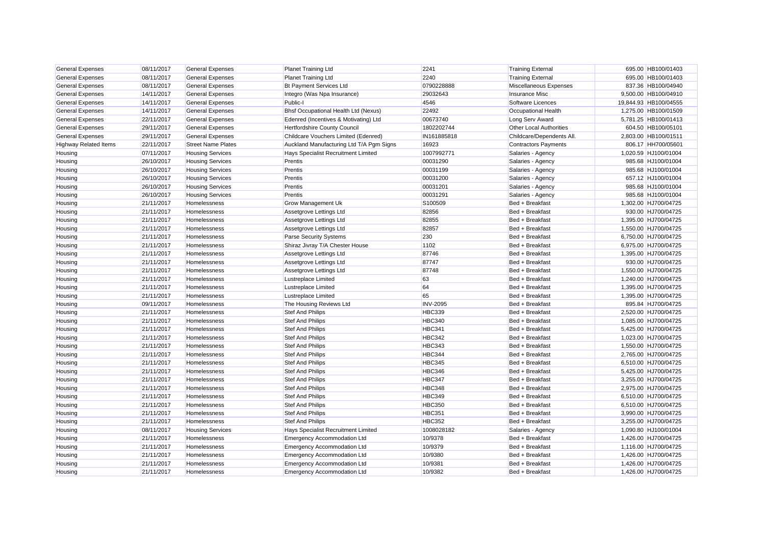| General Expenses | 08/11/2017 | General Expenses | Planet Training Ltd | 2241 | Training External | 695.00 | HB100/01403 |
|---|---|---|---|---|---|---|---|
| General Expenses | 08/11/2017 | General Expenses | Planet Training Ltd | 2240 | Training External | 695.00 | HB100/01403 |
| General Expenses | 08/11/2017 | General Expenses | Bt Payment Services Ltd | 0790228888 | Miscellaneous Expenses | 837.36 | HB100/04940 |
| General Expenses | 14/11/2017 | General Expenses | Integro (Was Npa Insurance) | 29032643 | Insurance Misc | 9,500.00 | HB100/04910 |
| General Expenses | 14/11/2017 | General Expenses | Public-I | 4546 | Software Licences | 19,844.93 | HB100/04555 |
| General Expenses | 14/11/2017 | General Expenses | Bhsf Occupational Health Ltd (Nexus) | 22492 | Occupational Health | 1,275.00 | HB100/01509 |
| General Expenses | 22/11/2017 | General Expenses | Edenred (Incentives & Motivating) Ltd | 00673740 | Long Serv Award | 5,781.25 | HB100/01413 |
| General Expenses | 29/11/2017 | General Expenses | Hertfordshire County Council | 1802202744 | Other Local Authorities | 604.50 | HB100/05101 |
| General Expenses | 29/11/2017 | General Expenses | Childcare Vouchers Limited (Edenred) | IN161885818 | Childcare/Dependents All. | 2,803.00 | HB100/01511 |
| Highway Related Items | 22/11/2017 | Street Name Plates | Auckland Manufacturing Ltd T/A Pgm Signs | 16923 | Contractors Payments | 806.17 | HH700/05601 |
| Housing | 07/11/2017 | Housing Services | Hays Specialist Recruitment Limited | 1007992771 | Salaries - Agency | 1,020.59 | HJ100/01004 |
| Housing | 26/10/2017 | Housing Services | Prentis | 00031290 | Salaries - Agency | 985.68 | HJ100/01004 |
| Housing | 26/10/2017 | Housing Services | Prentis | 00031199 | Salaries - Agency | 985.68 | HJ100/01004 |
| Housing | 26/10/2017 | Housing Services | Prentis | 00031200 | Salaries - Agency | 657.12 | HJ100/01004 |
| Housing | 26/10/2017 | Housing Services | Prentis | 00031201 | Salaries - Agency | 985.68 | HJ100/01004 |
| Housing | 26/10/2017 | Housing Services | Prentis | 00031291 | Salaries - Agency | 985.68 | HJ100/01004 |
| Housing | 21/11/2017 | Homelessness | Grow Management Uk | S100509 | Bed + Breakfast | 1,302.00 | HJ700/04725 |
| Housing | 21/11/2017 | Homelessness | Assetgrove Lettings Ltd | 82856 | Bed + Breakfast | 930.00 | HJ700/04725 |
| Housing | 21/11/2017 | Homelessness | Assetgrove Lettings Ltd | 82855 | Bed + Breakfast | 1,395.00 | HJ700/04725 |
| Housing | 21/11/2017 | Homelessness | Assetgrove Lettings Ltd | 82857 | Bed + Breakfast | 1,550.00 | HJ700/04725 |
| Housing | 21/11/2017 | Homelessness | Parse Security Systems | 230 | Bed + Breakfast | 6,750.00 | HJ700/04725 |
| Housing | 21/11/2017 | Homelessness | Shiraz Jivray T/A Chester House | 1102 | Bed + Breakfast | 6,975.00 | HJ700/04725 |
| Housing | 21/11/2017 | Homelessness | Assetgrove Lettings Ltd | 87746 | Bed + Breakfast | 1,395.00 | HJ700/04725 |
| Housing | 21/11/2017 | Homelessness | Assetgrove Lettings Ltd | 87747 | Bed + Breakfast | 930.00 | HJ700/04725 |
| Housing | 21/11/2017 | Homelessness | Assetgrove Lettings Ltd | 87748 | Bed + Breakfast | 1,550.00 | HJ700/04725 |
| Housing | 21/11/2017 | Homelessness | Lustreplace Limited | 63 | Bed + Breakfast | 1,240.00 | HJ700/04725 |
| Housing | 21/11/2017 | Homelessness | Lustreplace Limited | 64 | Bed + Breakfast | 1,395.00 | HJ700/04725 |
| Housing | 21/11/2017 | Homelessness | Lustreplace Limited | 65 | Bed + Breakfast | 1,395.00 | HJ700/04725 |
| Housing | 09/11/2017 | Homelessness | The Housing Reviews Ltd | INV-2095 | Bed + Breakfast | 895.84 | HJ700/04725 |
| Housing | 21/11/2017 | Homelessness | Stef And Philips | HBC339 | Bed + Breakfast | 2,520.00 | HJ700/04725 |
| Housing | 21/11/2017 | Homelessness | Stef And Philips | HBC340 | Bed + Breakfast | 1,085.00 | HJ700/04725 |
| Housing | 21/11/2017 | Homelessness | Stef And Philips | HBC341 | Bed + Breakfast | 5,425.00 | HJ700/04725 |
| Housing | 21/11/2017 | Homelessness | Stef And Philips | HBC342 | Bed + Breakfast | 1,023.00 | HJ700/04725 |
| Housing | 21/11/2017 | Homelessness | Stef And Philips | HBC343 | Bed + Breakfast | 1,550.00 | HJ700/04725 |
| Housing | 21/11/2017 | Homelessness | Stef And Philips | HBC344 | Bed + Breakfast | 2,765.00 | HJ700/04725 |
| Housing | 21/11/2017 | Homelessness | Stef And Philips | HBC345 | Bed + Breakfast | 6,510.00 | HJ700/04725 |
| Housing | 21/11/2017 | Homelessness | Stef And Philips | HBC346 | Bed + Breakfast | 5,425.00 | HJ700/04725 |
| Housing | 21/11/2017 | Homelessness | Stef And Philips | HBC347 | Bed + Breakfast | 3,255.00 | HJ700/04725 |
| Housing | 21/11/2017 | Homelessness | Stef And Philips | HBC348 | Bed + Breakfast | 2,975.00 | HJ700/04725 |
| Housing | 21/11/2017 | Homelessness | Stef And Philips | HBC349 | Bed + Breakfast | 6,510.00 | HJ700/04725 |
| Housing | 21/11/2017 | Homelessness | Stef And Philips | HBC350 | Bed + Breakfast | 6,510.00 | HJ700/04725 |
| Housing | 21/11/2017 | Homelessness | Stef And Philips | HBC351 | Bed + Breakfast | 3,990.00 | HJ700/04725 |
| Housing | 21/11/2017 | Homelessness | Stef And Philips | HBC352 | Bed + Breakfast | 3,255.00 | HJ700/04725 |
| Housing | 08/11/2017 | Housing Services | Hays Specialist Recruitment Limited | 1008028182 | Salaries - Agency | 1,090.80 | HJ100/01004 |
| Housing | 21/11/2017 | Homelessness | Emergency Accommodation Ltd | 10/9378 | Bed + Breakfast | 1,426.00 | HJ700/04725 |
| Housing | 21/11/2017 | Homelessness | Emergency Accommodation Ltd | 10/9379 | Bed + Breakfast | 1,116.00 | HJ700/04725 |
| Housing | 21/11/2017 | Homelessness | Emergency Accommodation Ltd | 10/9380 | Bed + Breakfast | 1,426.00 | HJ700/04725 |
| Housing | 21/11/2017 | Homelessness | Emergency Accommodation Ltd | 10/9381 | Bed + Breakfast | 1,426.00 | HJ700/04725 |
| Housing | 21/11/2017 | Homelessness | Emergency Accommodation Ltd | 10/9382 | Bed + Breakfast | 1,426.00 | HJ700/04725 |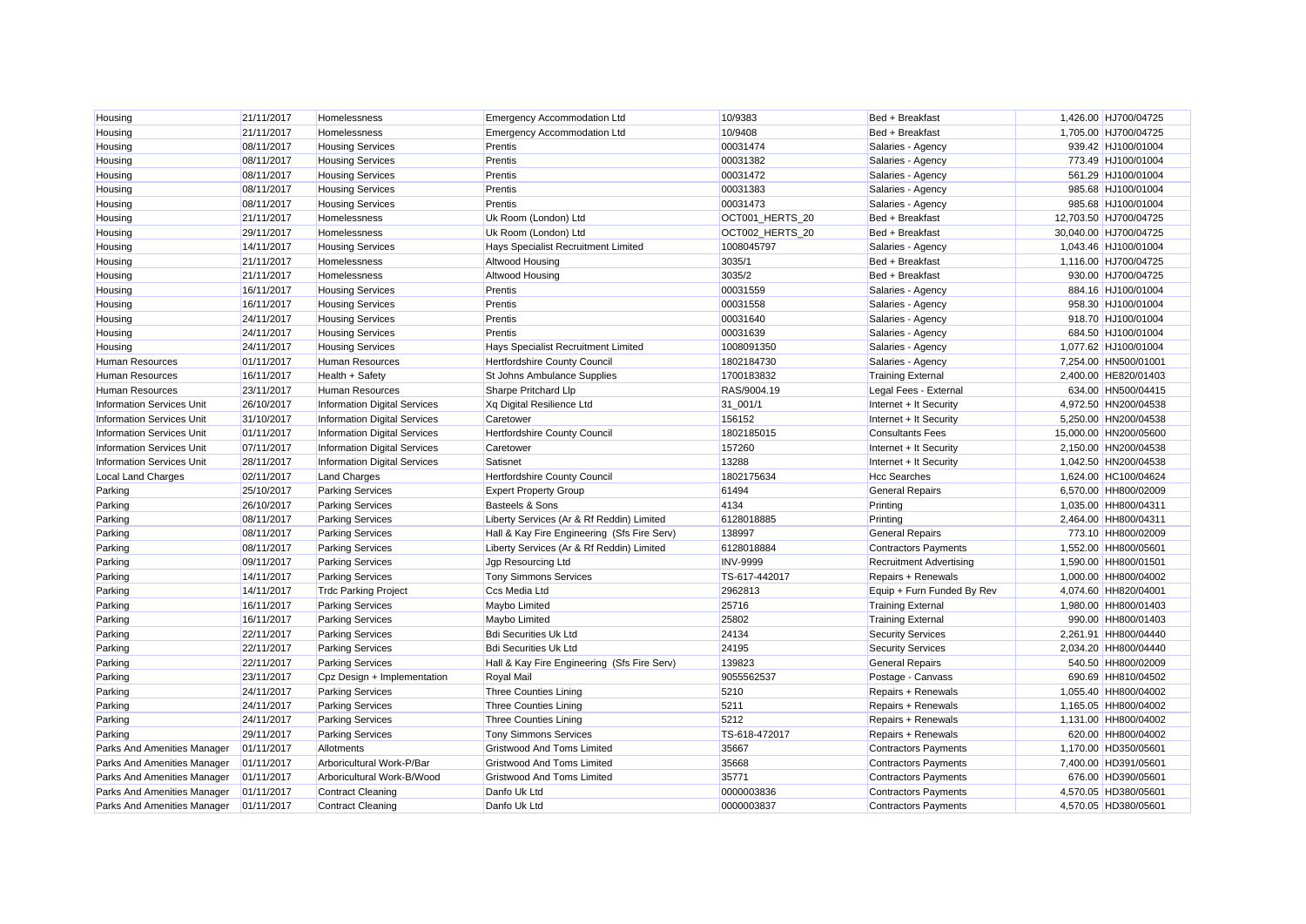| | | | | | | | |
|---|---|---|---|---|---|---|---|
| Housing | 21/11/2017 | Homelessness | Emergency Accommodation Ltd | 10/9383 | Bed + Breakfast | 1,426.00 | HJ700/04725 |
| Housing | 21/11/2017 | Homelessness | Emergency Accommodation Ltd | 10/9408 | Bed + Breakfast | 1,705.00 | HJ700/04725 |
| Housing | 08/11/2017 | Housing Services | Prentis | 00031474 | Salaries - Agency | 939.42 | HJ100/01004 |
| Housing | 08/11/2017 | Housing Services | Prentis | 00031382 | Salaries - Agency | 773.49 | HJ100/01004 |
| Housing | 08/11/2017 | Housing Services | Prentis | 00031472 | Salaries - Agency | 561.29 | HJ100/01004 |
| Housing | 08/11/2017 | Housing Services | Prentis | 00031383 | Salaries - Agency | 985.68 | HJ100/01004 |
| Housing | 08/11/2017 | Housing Services | Prentis | 00031473 | Salaries - Agency | 985.68 | HJ100/01004 |
| Housing | 21/11/2017 | Homelessness | Uk Room (London) Ltd | OCT001_HERTS_20 | Bed + Breakfast | 12,703.50 | HJ700/04725 |
| Housing | 29/11/2017 | Homelessness | Uk Room (London) Ltd | OCT002_HERTS_20 | Bed + Breakfast | 30,040.00 | HJ700/04725 |
| Housing | 14/11/2017 | Housing Services | Hays Specialist Recruitment Limited | 1008045797 | Salaries - Agency | 1,043.46 | HJ100/01004 |
| Housing | 21/11/2017 | Homelessness | Altwood Housing | 3035/1 | Bed + Breakfast | 1,116.00 | HJ700/04725 |
| Housing | 21/11/2017 | Homelessness | Altwood Housing | 3035/2 | Bed + Breakfast | 930.00 | HJ700/04725 |
| Housing | 16/11/2017 | Housing Services | Prentis | 00031559 | Salaries - Agency | 884.16 | HJ100/01004 |
| Housing | 16/11/2017 | Housing Services | Prentis | 00031558 | Salaries - Agency | 958.30 | HJ100/01004 |
| Housing | 24/11/2017 | Housing Services | Prentis | 00031640 | Salaries - Agency | 918.70 | HJ100/01004 |
| Housing | 24/11/2017 | Housing Services | Prentis | 00031639 | Salaries - Agency | 684.50 | HJ100/01004 |
| Housing | 24/11/2017 | Housing Services | Hays Specialist Recruitment Limited | 1008091350 | Salaries - Agency | 1,077.62 | HJ100/01004 |
| Human Resources | 01/11/2017 | Human Resources | Hertfordshire County Council | 1802184730 | Salaries - Agency | 7,254.00 | HN500/01001 |
| Human Resources | 16/11/2017 | Health + Safety | St Johns Ambulance Supplies | 1700183832 | Training External | 2,400.00 | HE820/01403 |
| Human Resources | 23/11/2017 | Human Resources | Sharpe Pritchard Llp | RAS/9004.19 | Legal Fees - External | 634.00 | HN500/04415 |
| Information Services Unit | 26/10/2017 | Information Digital Services | Xq Digital Resilience Ltd | 31_001/1 | Internet + It Security | 4,972.50 | HN200/04538 |
| Information Services Unit | 31/10/2017 | Information Digital Services | Caretower | 156152 | Internet + It Security | 5,250.00 | HN200/04538 |
| Information Services Unit | 01/11/2017 | Information Digital Services | Hertfordshire County Council | 1802185015 | Consultants Fees | 15,000.00 | HN200/05600 |
| Information Services Unit | 07/11/2017 | Information Digital Services | Caretower | 157260 | Internet + It Security | 2,150.00 | HN200/04538 |
| Information Services Unit | 28/11/2017 | Information Digital Services | Satisnet | 13288 | Internet + It Security | 1,042.50 | HN200/04538 |
| Local Land Charges | 02/11/2017 | Land Charges | Hertfordshire County Council | 1802175634 | Hcc Searches | 1,624.00 | HC100/04624 |
| Parking | 25/10/2017 | Parking Services | Expert Property Group | 61494 | General Repairs | 6,570.00 | HH800/02009 |
| Parking | 26/10/2017 | Parking Services | Basteels & Sons | 4134 | Printing | 1,035.00 | HH800/04311 |
| Parking | 08/11/2017 | Parking Services | Liberty Services (Ar & Rf Reddin) Limited | 6128018885 | Printing | 2,464.00 | HH800/04311 |
| Parking | 08/11/2017 | Parking Services | Hall & Kay Fire Engineering (Sfs Fire Serv) | 138997 | General Repairs | 773.10 | HH800/02009 |
| Parking | 08/11/2017 | Parking Services | Liberty Services (Ar & Rf Reddin) Limited | 6128018884 | Contractors Payments | 1,552.00 | HH800/05601 |
| Parking | 09/11/2017 | Parking Services | Jgp Resourcing Ltd | INV-9999 | Recruitment Advertising | 1,590.00 | HH800/01501 |
| Parking | 14/11/2017 | Parking Services | Tony Simmons Services | TS-617-442017 | Repairs + Renewals | 1,000.00 | HH800/04002 |
| Parking | 14/11/2017 | Trdc Parking Project | Ccs Media Ltd | 2962813 | Equip + Furn Funded By Rev | 4,074.60 | HH820/04001 |
| Parking | 16/11/2017 | Parking Services | Maybo Limited | 25716 | Training External | 1,980.00 | HH800/01403 |
| Parking | 16/11/2017 | Parking Services | Maybo Limited | 25802 | Training External | 990.00 | HH800/01403 |
| Parking | 22/11/2017 | Parking Services | Bdi Securities Uk Ltd | 24134 | Security Services | 2,261.91 | HH800/04440 |
| Parking | 22/11/2017 | Parking Services | Bdi Securities Uk Ltd | 24195 | Security Services | 2,034.20 | HH800/04440 |
| Parking | 22/11/2017 | Parking Services | Hall & Kay Fire Engineering (Sfs Fire Serv) | 139823 | General Repairs | 540.50 | HH800/02009 |
| Parking | 23/11/2017 | Cpz Design + Implementation | Royal Mail | 9055562537 | Postage - Canvass | 690.69 | HH810/04502 |
| Parking | 24/11/2017 | Parking Services | Three Counties Lining | 5210 | Repairs + Renewals | 1,055.40 | HH800/04002 |
| Parking | 24/11/2017 | Parking Services | Three Counties Lining | 5211 | Repairs + Renewals | 1,165.05 | HH800/04002 |
| Parking | 24/11/2017 | Parking Services | Three Counties Lining | 5212 | Repairs + Renewals | 1,131.00 | HH800/04002 |
| Parking | 29/11/2017 | Parking Services | Tony Simmons Services | TS-618-472017 | Repairs + Renewals | 620.00 | HH800/04002 |
| Parks And Amenities Manager | 01/11/2017 | Allotments | Gristwood And Toms Limited | 35667 | Contractors Payments | 1,170.00 | HD350/05601 |
| Parks And Amenities Manager | 01/11/2017 | Arboricultural Work-P/Bar | Gristwood And Toms Limited | 35668 | Contractors Payments | 7,400.00 | HD391/05601 |
| Parks And Amenities Manager | 01/11/2017 | Arboricultural Work-B/Wood | Gristwood And Toms Limited | 35771 | Contractors Payments | 676.00 | HD390/05601 |
| Parks And Amenities Manager | 01/11/2017 | Contract Cleaning | Danfo Uk Ltd | 0000003836 | Contractors Payments | 4,570.05 | HD380/05601 |
| Parks And Amenities Manager | 01/11/2017 | Contract Cleaning | Danfo Uk Ltd | 0000003837 | Contractors Payments | 4,570.05 | HD380/05601 |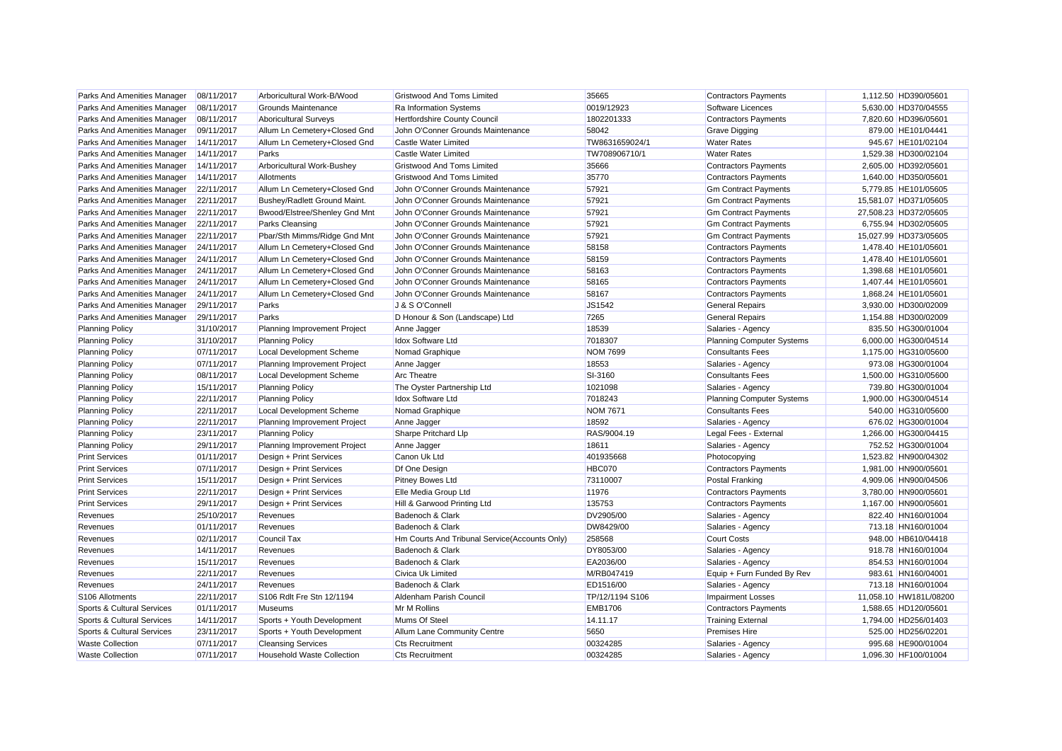| | | | | | | | |
|---|---|---|---|---|---|---|---|
| Parks And Amenities Manager | 08/11/2017 | Arboricultural Work-B/Wood | Gristwood And Toms Limited | 35665 | Contractors Payments | 1,112.50 | HD390/05601 |
| Parks And Amenities Manager | 08/11/2017 | Grounds Maintenance | Ra Information Systems | 0019/12923 | Software Licences | 5,630.00 | HD370/04555 |
| Parks And Amenities Manager | 08/11/2017 | Aboricultural Surveys | Hertfordshire County Council | 1802201333 | Contractors Payments | 7,820.60 | HD396/05601 |
| Parks And Amenities Manager | 09/11/2017 | Allum Ln Cemetery+Closed Gnd | John O'Conner Grounds Maintenance | 58042 | Grave Digging | 879.00 | HE101/04441 |
| Parks And Amenities Manager | 14/11/2017 | Allum Ln Cemetery+Closed Gnd | Castle Water Limited | TW8631659024/1 | Water Rates | 945.67 | HE101/02104 |
| Parks And Amenities Manager | 14/11/2017 | Parks | Castle Water Limited | TW708906710/1 | Water Rates | 1,529.38 | HD300/02104 |
| Parks And Amenities Manager | 14/11/2017 | Arboricultural Work-Bushey | Gristwood And Toms Limited | 35666 | Contractors Payments | 2,605.00 | HD392/05601 |
| Parks And Amenities Manager | 14/11/2017 | Allotments | Gristwood And Toms Limited | 35770 | Contractors Payments | 1,640.00 | HD350/05601 |
| Parks And Amenities Manager | 22/11/2017 | Allum Ln Cemetery+Closed Gnd | John O'Conner Grounds Maintenance | 57921 | Gm Contract Payments | 5,779.85 | HE101/05605 |
| Parks And Amenities Manager | 22/11/2017 | Bushey/Radlett Ground Maint. | John O'Conner Grounds Maintenance | 57921 | Gm Contract Payments | 15,581.07 | HD371/05605 |
| Parks And Amenities Manager | 22/11/2017 | Bwood/Elstree/Shenley Gnd Mnt | John O'Conner Grounds Maintenance | 57921 | Gm Contract Payments | 27,508.23 | HD372/05605 |
| Parks And Amenities Manager | 22/11/2017 | Parks Cleansing | John O'Conner Grounds Maintenance | 57921 | Gm Contract Payments | 6,755.94 | HD302/05605 |
| Parks And Amenities Manager | 22/11/2017 | Pbar/Sth Mimms/Ridge Gnd Mnt | John O'Conner Grounds Maintenance | 57921 | Gm Contract Payments | 15,027.99 | HD373/05605 |
| Parks And Amenities Manager | 24/11/2017 | Allum Ln Cemetery+Closed Gnd | John O'Conner Grounds Maintenance | 58158 | Contractors Payments | 1,478.40 | HE101/05601 |
| Parks And Amenities Manager | 24/11/2017 | Allum Ln Cemetery+Closed Gnd | John O'Conner Grounds Maintenance | 58159 | Contractors Payments | 1,478.40 | HE101/05601 |
| Parks And Amenities Manager | 24/11/2017 | Allum Ln Cemetery+Closed Gnd | John O'Conner Grounds Maintenance | 58163 | Contractors Payments | 1,398.68 | HE101/05601 |
| Parks And Amenities Manager | 24/11/2017 | Allum Ln Cemetery+Closed Gnd | John O'Conner Grounds Maintenance | 58165 | Contractors Payments | 1,407.44 | HE101/05601 |
| Parks And Amenities Manager | 24/11/2017 | Allum Ln Cemetery+Closed Gnd | John O'Conner Grounds Maintenance | 58167 | Contractors Payments | 1,868.24 | HE101/05601 |
| Parks And Amenities Manager | 29/11/2017 | Parks | J & S O'Connell | JS1542 | General Repairs | 3,930.00 | HD300/02009 |
| Parks And Amenities Manager | 29/11/2017 | Parks | D Honour & Son (Landscape) Ltd | 7265 | General Repairs | 1,154.88 | HD300/02009 |
| Planning Policy | 31/10/2017 | Planning Improvement Project | Anne Jagger | 18539 | Salaries - Agency | 835.50 | HG300/01004 |
| Planning Policy | 31/10/2017 | Planning Policy | Idox Software Ltd | 7018307 | Planning Computer Systems | 6,000.00 | HG300/04514 |
| Planning Policy | 07/11/2017 | Local Development Scheme | Nomad Graphique | NOM 7699 | Consultants Fees | 1,175.00 | HG310/05600 |
| Planning Policy | 07/11/2017 | Planning Improvement Project | Anne Jagger | 18553 | Salaries - Agency | 973.08 | HG300/01004 |
| Planning Policy | 08/11/2017 | Local Development Scheme | Arc Theatre | SI-3160 | Consultants Fees | 1,500.00 | HG310/05600 |
| Planning Policy | 15/11/2017 | Planning Policy | The Oyster Partnership Ltd | 1021098 | Salaries - Agency | 739.80 | HG300/01004 |
| Planning Policy | 22/11/2017 | Planning Policy | Idox Software Ltd | 7018243 | Planning Computer Systems | 1,900.00 | HG300/04514 |
| Planning Policy | 22/11/2017 | Local Development Scheme | Nomad Graphique | NOM 7671 | Consultants Fees | 540.00 | HG310/05600 |
| Planning Policy | 22/11/2017 | Planning Improvement Project | Anne Jagger | 18592 | Salaries - Agency | 676.02 | HG300/01004 |
| Planning Policy | 23/11/2017 | Planning Policy | Sharpe Pritchard Llp | RAS/9004.19 | Legal Fees - External | 1,266.00 | HG300/04415 |
| Planning Policy | 29/11/2017 | Planning Improvement Project | Anne Jagger | 18611 | Salaries - Agency | 752.52 | HG300/01004 |
| Print Services | 01/11/2017 | Design + Print Services | Canon Uk Ltd | 401935668 | Photocopying | 1,523.82 | HN900/04302 |
| Print Services | 07/11/2017 | Design + Print Services | Df One Design | HBC070 | Contractors Payments | 1,981.00 | HN900/05601 |
| Print Services | 15/11/2017 | Design + Print Services | Pitney Bowes Ltd | 73110007 | Postal Franking | 4,909.06 | HN900/04506 |
| Print Services | 22/11/2017 | Design + Print Services | Elle Media Group Ltd | 11976 | Contractors Payments | 3,780.00 | HN900/05601 |
| Print Services | 29/11/2017 | Design + Print Services | Hill & Garwood Printing Ltd | 135753 | Contractors Payments | 1,167.00 | HN900/05601 |
| Revenues | 25/10/2017 | Revenues | Badenoch & Clark | DV2905/00 | Salaries - Agency | 822.40 | HN160/01004 |
| Revenues | 01/11/2017 | Revenues | Badenoch & Clark | DW8429/00 | Salaries - Agency | 713.18 | HN160/01004 |
| Revenues | 02/11/2017 | Council Tax | Hm Courts And Tribunal Service(Accounts Only) | 258568 | Court Costs | 948.00 | HB610/04418 |
| Revenues | 14/11/2017 | Revenues | Badenoch & Clark | DY8053/00 | Salaries - Agency | 918.78 | HN160/01004 |
| Revenues | 15/11/2017 | Revenues | Badenoch & Clark | EA2036/00 | Salaries - Agency | 854.53 | HN160/01004 |
| Revenues | 22/11/2017 | Revenues | Civica Uk Limited | M/RB047419 | Equip + Furn Funded By Rev | 983.61 | HN160/04001 |
| Revenues | 24/11/2017 | Revenues | Badenoch & Clark | ED1516/00 | Salaries - Agency | 713.18 | HN160/01004 |
| S106 Allotments | 22/11/2017 | S106 Rdlt Fre Stn 12/1194 | Aldenham Parish Council | TP/12/1194 S106 | Impairment Losses | 11,058.10 | HW181L/08200 |
| Sports & Cultural Services | 01/11/2017 | Museums | Mr M Rollins | EMB1706 | Contractors Payments | 1,588.65 | HD120/05601 |
| Sports & Cultural Services | 14/11/2017 | Sports + Youth Development | Mums Of Steel | 14.11.17 | Training External | 1,794.00 | HD256/01403 |
| Sports & Cultural Services | 23/11/2017 | Sports + Youth Development | Allum Lane Community Centre | 5650 | Premises Hire | 525.00 | HD256/02201 |
| Waste Collection | 07/11/2017 | Cleansing Services | Cts Recruitment | 00324285 | Salaries - Agency | 995.68 | HE900/01004 |
| Waste Collection | 07/11/2017 | Household Waste Collection | Cts Recruitment | 00324285 | Salaries - Agency | 1,096.30 | HF100/01004 |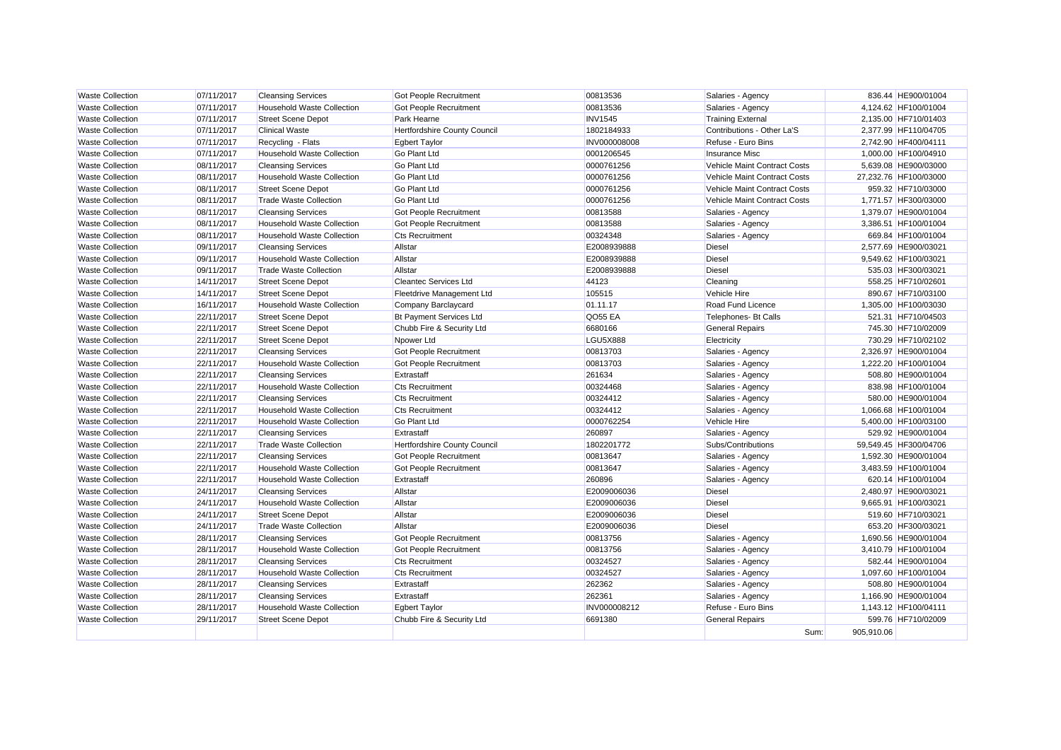| | | | | | | | |
|---|---|---|---|---|---|---|---|
| Waste Collection | 07/11/2017 | Cleansing Services | Got People Recruitment | 00813536 | Salaries - Agency | 836.44 | HE900/01004 |
| Waste Collection | 07/11/2017 | Household Waste Collection | Got People Recruitment | 00813536 | Salaries - Agency | 4,124.62 | HF100/01004 |
| Waste Collection | 07/11/2017 | Street Scene Depot | Park Hearne | INV1545 | Training External | 2,135.00 | HF710/01403 |
| Waste Collection | 07/11/2017 | Clinical Waste | Hertfordshire County Council | 1802184933 | Contributions - Other La'S | 2,377.99 | HF110/04705 |
| Waste Collection | 07/11/2017 | Recycling - Flats | Egbert Taylor | INV000008008 | Refuse - Euro Bins | 2,742.90 | HF400/04111 |
| Waste Collection | 07/11/2017 | Household Waste Collection | Go Plant Ltd | 0001206545 | Insurance Misc | 1,000.00 | HF100/04910 |
| Waste Collection | 08/11/2017 | Cleansing Services | Go Plant Ltd | 0000761256 | Vehicle Maint Contract Costs | 5,639.08 | HE900/03000 |
| Waste Collection | 08/11/2017 | Household Waste Collection | Go Plant Ltd | 0000761256 | Vehicle Maint Contract Costs | 27,232.76 | HF100/03000 |
| Waste Collection | 08/11/2017 | Street Scene Depot | Go Plant Ltd | 0000761256 | Vehicle Maint Contract Costs | 959.32 | HF710/03000 |
| Waste Collection | 08/11/2017 | Trade Waste Collection | Go Plant Ltd | 0000761256 | Vehicle Maint Contract Costs | 1,771.57 | HF300/03000 |
| Waste Collection | 08/11/2017 | Cleansing Services | Got People Recruitment | 00813588 | Salaries - Agency | 1,379.07 | HE900/01004 |
| Waste Collection | 08/11/2017 | Household Waste Collection | Got People Recruitment | 00813588 | Salaries - Agency | 3,386.51 | HF100/01004 |
| Waste Collection | 08/11/2017 | Household Waste Collection | Cts Recruitment | 00324348 | Salaries - Agency | 669.84 | HF100/01004 |
| Waste Collection | 09/11/2017 | Cleansing Services | Allstar | E2008939888 | Diesel | 2,577.69 | HE900/03021 |
| Waste Collection | 09/11/2017 | Household Waste Collection | Allstar | E2008939888 | Diesel | 9,549.62 | HF100/03021 |
| Waste Collection | 09/11/2017 | Trade Waste Collection | Allstar | E2008939888 | Diesel | 535.03 | HF300/03021 |
| Waste Collection | 14/11/2017 | Street Scene Depot | Cleantec Services Ltd | 44123 | Cleaning | 558.25 | HF710/02601 |
| Waste Collection | 14/11/2017 | Street Scene Depot | Fleetdrive Management Ltd | 105515 | Vehicle Hire | 890.67 | HF710/03100 |
| Waste Collection | 16/11/2017 | Household Waste Collection | Company Barclaycard | 01.11.17 | Road Fund Licence | 1,305.00 | HF100/03030 |
| Waste Collection | 22/11/2017 | Street Scene Depot | Bt Payment Services Ltd | QO55 EA | Telephones- Bt Calls | 521.31 | HF710/04503 |
| Waste Collection | 22/11/2017 | Street Scene Depot | Chubb Fire & Security Ltd | 6680166 | General Repairs | 745.30 | HF710/02009 |
| Waste Collection | 22/11/2017 | Street Scene Depot | Npower Ltd | LGU5X888 | Electricity | 730.29 | HF710/02102 |
| Waste Collection | 22/11/2017 | Cleansing Services | Got People Recruitment | 00813703 | Salaries - Agency | 2,326.97 | HE900/01004 |
| Waste Collection | 22/11/2017 | Household Waste Collection | Got People Recruitment | 00813703 | Salaries - Agency | 1,222.20 | HF100/01004 |
| Waste Collection | 22/11/2017 | Cleansing Services | Extrastaff | 261634 | Salaries - Agency | 508.80 | HE900/01004 |
| Waste Collection | 22/11/2017 | Household Waste Collection | Cts Recruitment | 00324468 | Salaries - Agency | 838.98 | HF100/01004 |
| Waste Collection | 22/11/2017 | Cleansing Services | Cts Recruitment | 00324412 | Salaries - Agency | 580.00 | HE900/01004 |
| Waste Collection | 22/11/2017 | Household Waste Collection | Cts Recruitment | 00324412 | Salaries - Agency | 1,066.68 | HF100/01004 |
| Waste Collection | 22/11/2017 | Household Waste Collection | Go Plant Ltd | 0000762254 | Vehicle Hire | 5,400.00 | HF100/03100 |
| Waste Collection | 22/11/2017 | Cleansing Services | Extrastaff | 260897 | Salaries - Agency | 529.92 | HE900/01004 |
| Waste Collection | 22/11/2017 | Trade Waste Collection | Hertfordshire County Council | 1802201772 | Subs/Contributions | 59,549.45 | HF300/04706 |
| Waste Collection | 22/11/2017 | Cleansing Services | Got People Recruitment | 00813647 | Salaries - Agency | 1,592.30 | HE900/01004 |
| Waste Collection | 22/11/2017 | Household Waste Collection | Got People Recruitment | 00813647 | Salaries - Agency | 3,483.59 | HF100/01004 |
| Waste Collection | 22/11/2017 | Household Waste Collection | Extrastaff | 260896 | Salaries - Agency | 620.14 | HF100/01004 |
| Waste Collection | 24/11/2017 | Cleansing Services | Allstar | E2009006036 | Diesel | 2,480.97 | HE900/03021 |
| Waste Collection | 24/11/2017 | Household Waste Collection | Allstar | E2009006036 | Diesel | 9,665.91 | HF100/03021 |
| Waste Collection | 24/11/2017 | Street Scene Depot | Allstar | E2009006036 | Diesel | 519.60 | HF710/03021 |
| Waste Collection | 24/11/2017 | Trade Waste Collection | Allstar | E2009006036 | Diesel | 653.20 | HF300/03021 |
| Waste Collection | 28/11/2017 | Cleansing Services | Got People Recruitment | 00813756 | Salaries - Agency | 1,690.56 | HE900/01004 |
| Waste Collection | 28/11/2017 | Household Waste Collection | Got People Recruitment | 00813756 | Salaries - Agency | 3,410.79 | HF100/01004 |
| Waste Collection | 28/11/2017 | Cleansing Services | Cts Recruitment | 00324527 | Salaries - Agency | 582.44 | HE900/01004 |
| Waste Collection | 28/11/2017 | Household Waste Collection | Cts Recruitment | 00324527 | Salaries - Agency | 1,097.60 | HF100/01004 |
| Waste Collection | 28/11/2017 | Cleansing Services | Extrastaff | 262362 | Salaries - Agency | 508.80 | HE900/01004 |
| Waste Collection | 28/11/2017 | Cleansing Services | Extrastaff | 262361 | Salaries - Agency | 1,166.90 | HE900/01004 |
| Waste Collection | 28/11/2017 | Household Waste Collection | Egbert Taylor | INV000008212 | Refuse - Euro Bins | 1,143.12 | HF100/04111 |
| Waste Collection | 29/11/2017 | Street Scene Depot | Chubb Fire & Security Ltd | 6691380 | General Repairs | 599.76 | HF710/02009 |
| | | | | | Sum: | 905,910.06 | |